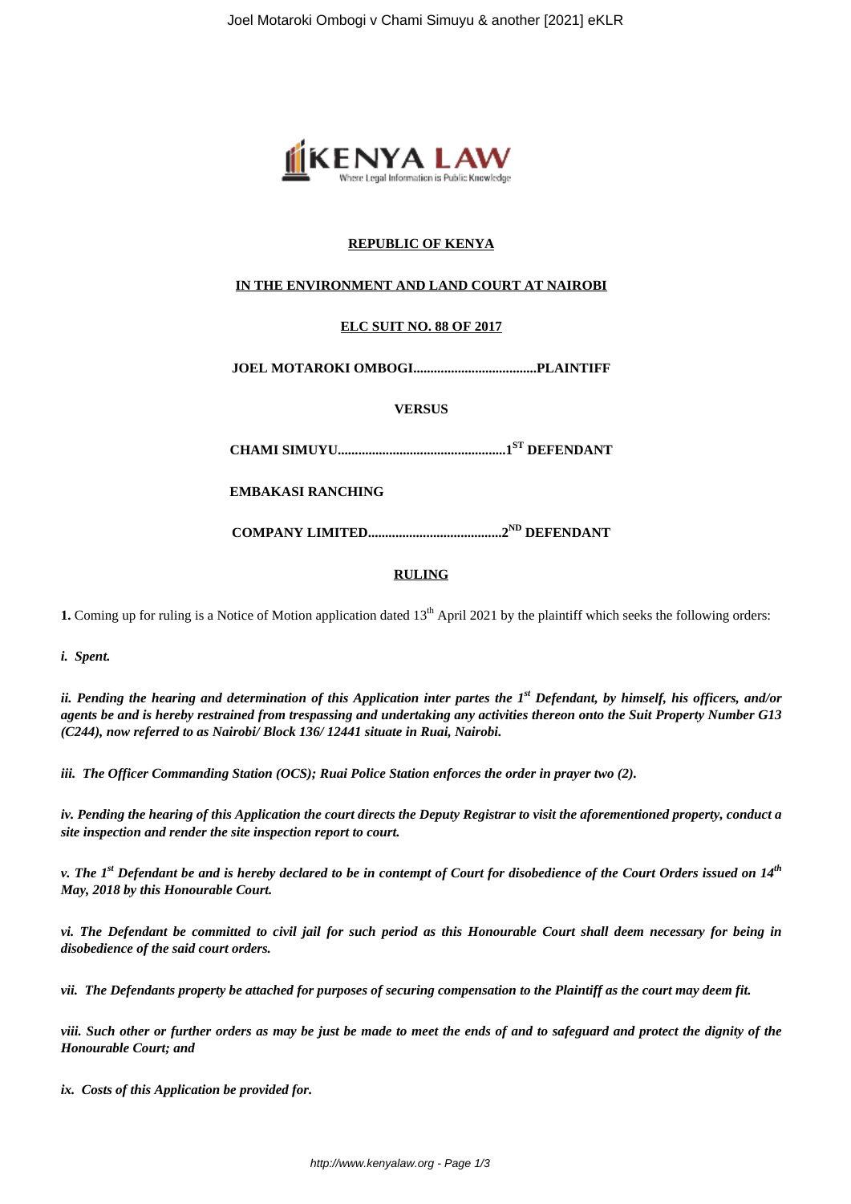**REPUBLIC OF KENYA**

**IN THE ENVIRONMENT AND LAND COURT AT NAIROBI**

**ELC SUIT NO. 88 OF 2017**

**JOEL MOTAROKI OMBOGI....................................PLAINTIFF**

**VERSUS**

**CHAMI SIMUYU.................................................1ST DEFENDANT**

**EMBAKASI RANCHING**

**COMPANY LIMITED.......................................2ND DEFENDANT**

**RULING**

**1.** Coming up for ruling is a Notice of Motion application dated 13th April 2021 by the plaintiff which seeks the following orders:

*i. Spent.*

*ii. Pending the hearing and determination of this Application inter partes the 1st Defendant, by himself, his officers, and/or agents be and is hereby restrained from trespassing and undertaking any activities thereon onto the Suit Property Number G13 (C244), now referred to as Nairobi/ Block 136/ 12441 situate in Ruai, Nairobi.*

*iii. The Officer Commanding Station (OCS); Ruai Police Station enforces the order in prayer two (2).*

*iv. Pending the hearing of this Application the court directs the Deputy Registrar to visit the aforementioned property, conduct a site inspection and render the site inspection report to court.*

*v. The 1st Defendant be and is hereby declared to be in contempt of Court for disobedience of the Court Orders issued on 14th May, 2018 by this Honourable Court.*

*vi. The Defendant be committed to civil jail for such period as this Honourable Court shall deem necessary for being in disobedience of the said court orders.*

*vii. The Defendants property be attached for purposes of securing compensation to the Plaintiff as the court may deem fit.*

*viii. Such other or further orders as may be just be made to meet the ends of and to safeguard and protect the dignity of the Honourable Court; and*

*ix. Costs of this Application be provided for.*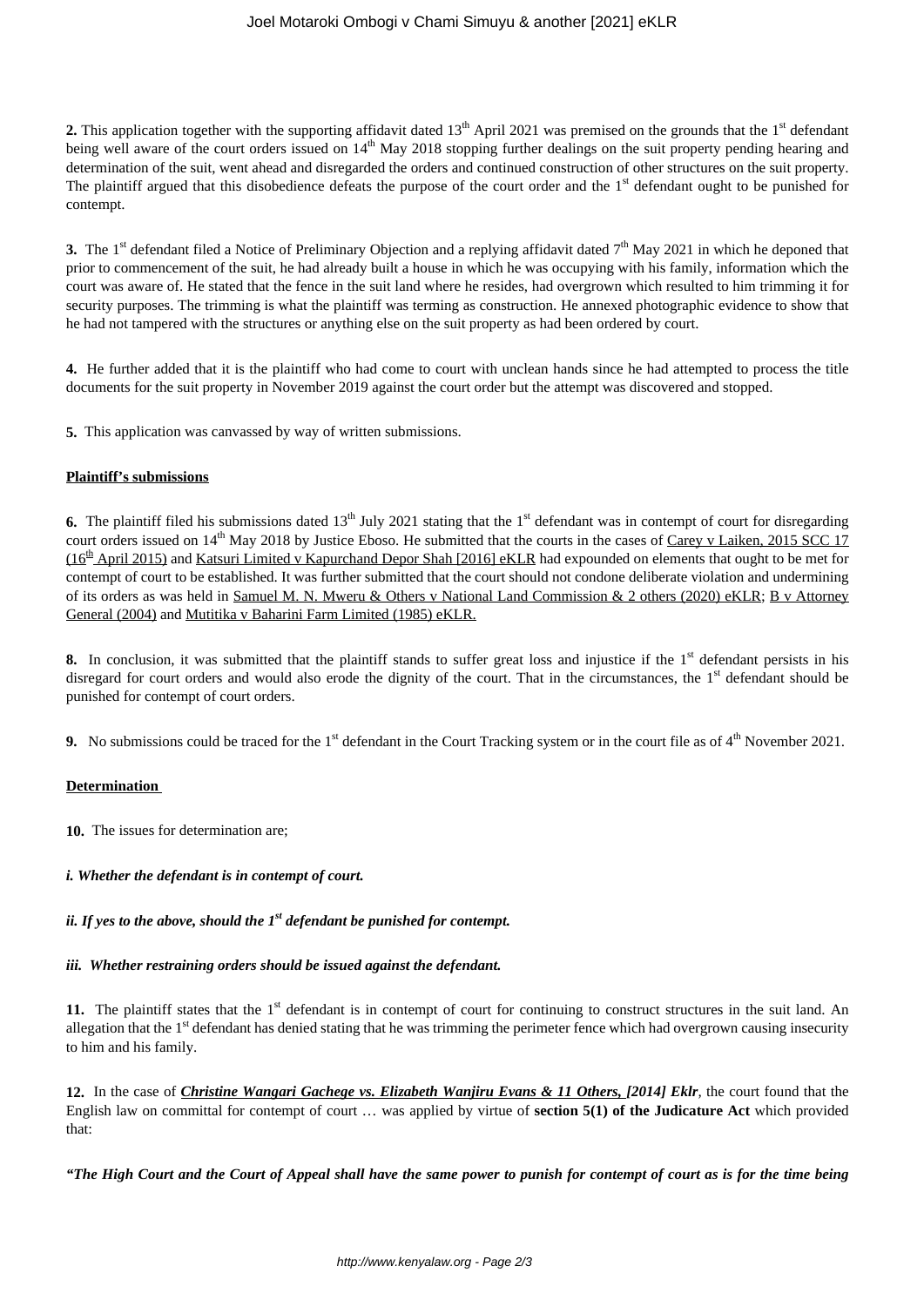**2.** This application together with the supporting affidavit dated 13th April 2021 was premised on the grounds that the 1st defendant being well aware of the court orders issued on 14th May 2018 stopping further dealings on the suit property pending hearing and determination of the suit, went ahead and disregarded the orders and continued construction of other structures on the suit property. The plaintiff argued that this disobedience defeats the purpose of the court order and the 1st defendant ought to be punished for contempt.

**3.** The 1st defendant filed a Notice of Preliminary Objection and a replying affidavit dated 7th May 2021 in which he deponed that prior to commencement of the suit, he had already built a house in which he was occupying with his family, information which the court was aware of. He stated that the fence in the suit land where he resides, had overgrown which resulted to him trimming it for security purposes. The trimming is what the plaintiff was terming as construction. He annexed photographic evidence to show that he had not tampered with the structures or anything else on the suit property as had been ordered by court.

**4.** He further added that it is the plaintiff who had come to court with unclean hands since he had attempted to process the title documents for the suit property in November 2019 against the court order but the attempt was discovered and stopped.

**5.** This application was canvassed by way of written submissions.

**Plaintiff's submissions**

**6.** The plaintiff filed his submissions dated 13th July 2021 stating that the 1st defendant was in contempt of court for disregarding court orders issued on 14th May 2018 by Justice Eboso. He submitted that the courts in the cases of Carey v Laiken, 2015 SCC 17 (16th April 2015) and Katsuri Limited v Kapurchand Depor Shah [2016] eKLR had expounded on elements that ought to be met for contempt of court to be established. It was further submitted that the court should not condone deliberate violation and undermining of its orders as was held in Samuel M. N. Mweru & Others v National Land Commission & 2 others (2020) eKLR; B v Attorney General (2004) and Mutitika v Baharini Farm Limited (1985) eKLR.

**8.** In conclusion, it was submitted that the plaintiff stands to suffer great loss and injustice if the 1st defendant persists in his disregard for court orders and would also erode the dignity of the court. That in the circumstances, the 1st defendant should be punished for contempt of court orders.

**9.** No submissions could be traced for the 1st defendant in the Court Tracking system or in the court file as of 4th November 2021.

**Determination**

**10.** The issues for determination are;

***i. Whether the defendant is in contempt of court.***

***ii. If yes to the above, should the 1st defendant be punished for contempt.***

***iii. Whether restraining orders should be issued against the defendant.***

**11.** The plaintiff states that the 1st defendant is in contempt of court for continuing to construct structures in the suit land. An allegation that the 1st defendant has denied stating that he was trimming the perimeter fence which had overgrown causing insecurity to him and his family.

**12.** In the case of ***Christine Wangari Gachege vs. Elizabeth Wanjiru Evans & 11 Others, [2014] Eklr***, the court found that the English law on committal for contempt of court … was applied by virtue of **section 5(1) of the Judicature Act** which provided that:

***"The High Court and the Court of Appeal shall have the same power to punish for contempt of court as is for the time being***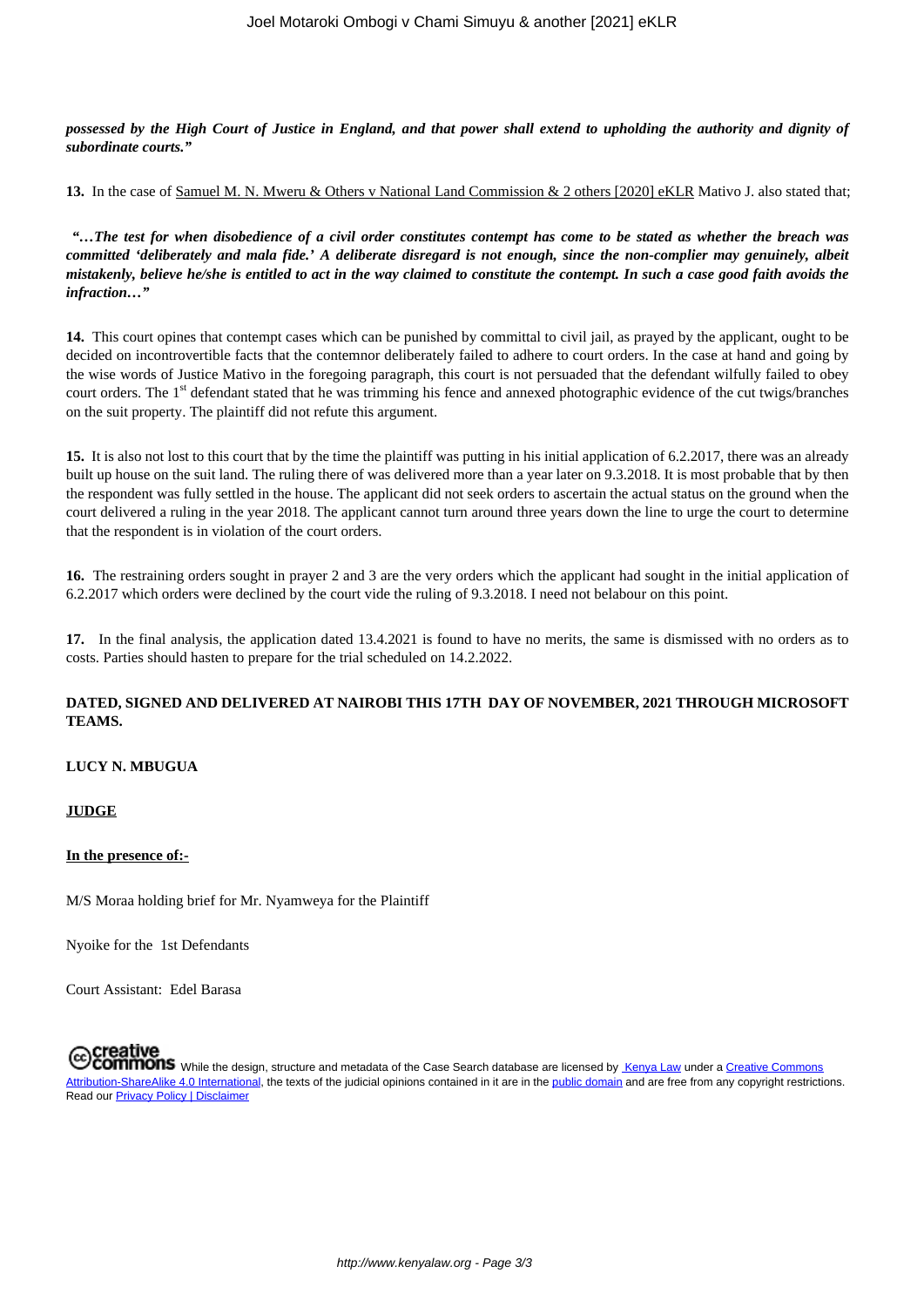***possessed by the High Court of Justice in England, and that power shall extend to upholding the authority and dignity of subordinate courts."***

**13.** In the case of Samuel M. N. Mweru & Others v National Land Commission & 2 others [2020] eKLR Mativo J. also stated that;

***"…The test for when disobedience of a civil order constitutes contempt has come to be stated as whether the breach was committed 'deliberately and mala fide.' A deliberate disregard is not enough, since the non-complier may genuinely, albeit mistakenly, believe he/she is entitled to act in the way claimed to constitute the contempt. In such a case good faith avoids the infraction…"***

**14.** This court opines that contempt cases which can be punished by committal to civil jail, as prayed by the applicant, ought to be decided on incontrovertible facts that the contemnor deliberately failed to adhere to court orders. In the case at hand and going by the wise words of Justice Mativo in the foregoing paragraph, this court is not persuaded that the defendant wilfully failed to obey court orders. The 1st defendant stated that he was trimming his fence and annexed photographic evidence of the cut twigs/branches on the suit property. The plaintiff did not refute this argument.

**15.** It is also not lost to this court that by the time the plaintiff was putting in his initial application of 6.2.2017, there was an already built up house on the suit land. The ruling there of was delivered more than a year later on 9.3.2018. It is most probable that by then the respondent was fully settled in the house. The applicant did not seek orders to ascertain the actual status on the ground when the court delivered a ruling in the year 2018. The applicant cannot turn around three years down the line to urge the court to determine that the respondent is in violation of the court orders.

**16.** The restraining orders sought in prayer 2 and 3 are the very orders which the applicant had sought in the initial application of 6.2.2017 which orders were declined by the court vide the ruling of 9.3.2018. I need not belabour on this point.

**17.** In the final analysis, the application dated 13.4.2021 is found to have no merits, the same is dismissed with no orders as to costs. Parties should hasten to prepare for the trial scheduled on 14.2.2022.

**DATED, SIGNED AND DELIVERED AT NAIROBI THIS 17TH DAY OF NOVEMBER, 2021 THROUGH MICROSOFT TEAMS.**

**LUCY N. MBUGUA**

**JUDGE**

**In the presence of:-**

M/S Moraa holding brief for Mr. Nyamweya for the Plaintiff

Nyoike for the 1st Defendants

Court Assistant: Edel Barasa

While the design, structure and metadata of the Case Search database are licensed by Kenya Law under a Creative Commons Attribution-ShareAlike 4.0 International, the texts of the judicial opinions contained in it are in the public domain and are free from any copyright restrictions. Read our Privacy Policy | Disclaimer